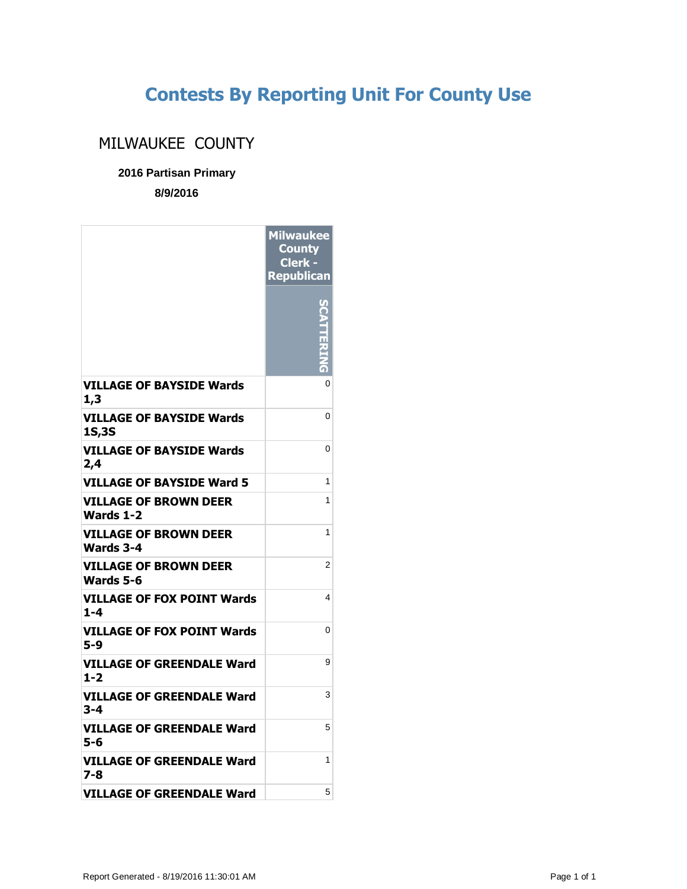# Contests By Reporting Unit For County Use

## MILWAUKEE COUNTY

**2016 Partisan Primary**

**8/9/2016**

| | Milwaukee County Clerk - Republican |
|---|---|
| | SCATTERING |
| **VILLAGE OF BAYSIDE Wards 1,3** | 0 |
| **VILLAGE OF BAYSIDE Wards 1S,3S** | 0 |
| **VILLAGE OF BAYSIDE Wards 2,4** | 0 |
| **VILLAGE OF BAYSIDE Ward 5** | 1 |
| **VILLAGE OF BROWN DEER Wards 1-2** | 1 |
| **VILLAGE OF BROWN DEER Wards 3-4** | 1 |
| **VILLAGE OF BROWN DEER Wards 5-6** | 2 |
| **VILLAGE OF FOX POINT Wards 1-4** | 4 |
| **VILLAGE OF FOX POINT Wards 5-9** | 0 |
| **VILLAGE OF GREENDALE Ward 1-2** | 9 |
| **VILLAGE OF GREENDALE Ward 3-4** | 3 |
| **VILLAGE OF GREENDALE Ward 5-6** | 5 |
| **VILLAGE OF GREENDALE Ward 7-8** | 1 |
| **VILLAGE OF GREENDALE Ward** | 5 |

Report Generated - 8/19/2016 11:30:01 AM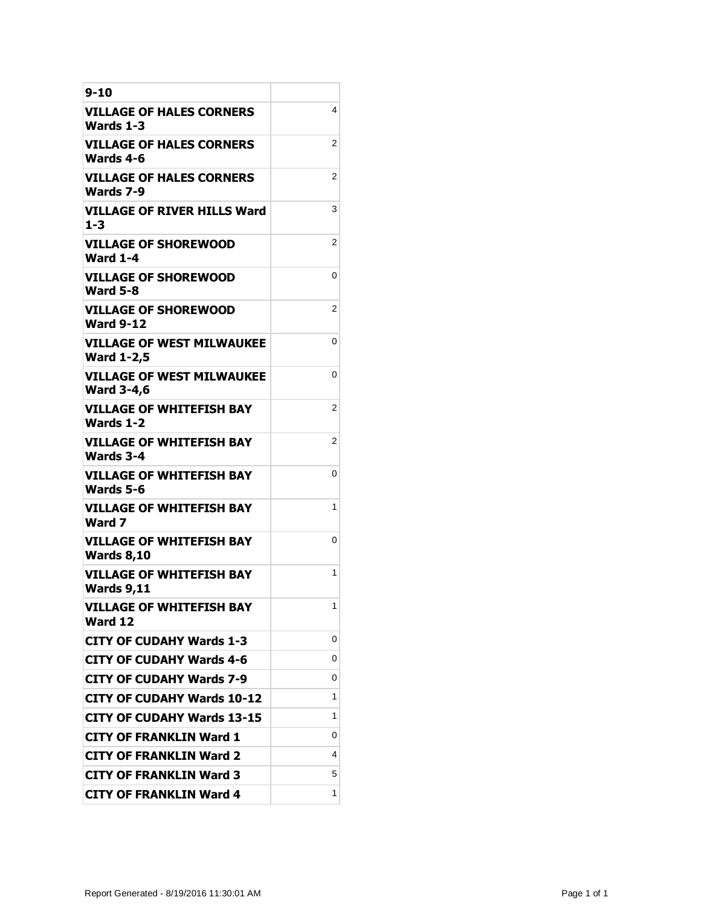| 9-10 | |
|---|---|
| **VILLAGE OF HALES CORNERS Wards 1-3** | 4 |
| **VILLAGE OF HALES CORNERS Wards 4-6** | 2 |
| **VILLAGE OF HALES CORNERS Wards 7-9** | 2 |
| **VILLAGE OF RIVER HILLS Ward 1-3** | 3 |
| **VILLAGE OF SHOREWOOD Ward 1-4** | 2 |
| **VILLAGE OF SHOREWOOD Ward 5-8** | 0 |
| **VILLAGE OF SHOREWOOD Ward 9-12** | 2 |
| **VILLAGE OF WEST MILWAUKEE Ward 1-2,5** | 0 |
| **VILLAGE OF WEST MILWAUKEE Ward 3-4,6** | 0 |
| **VILLAGE OF WHITEFISH BAY Wards 1-2** | 2 |
| **VILLAGE OF WHITEFISH BAY Wards 3-4** | 2 |
| **VILLAGE OF WHITEFISH BAY Wards 5-6** | 0 |
| **VILLAGE OF WHITEFISH BAY Ward 7** | 1 |
| **VILLAGE OF WHITEFISH BAY Wards 8,10** | 0 |
| **VILLAGE OF WHITEFISH BAY Wards 9,11** | 1 |
| **VILLAGE OF WHITEFISH BAY Ward 12** | 1 |
| **CITY OF CUDAHY Wards 1-3** | 0 |
| **CITY OF CUDAHY Wards 4-6** | 0 |
| **CITY OF CUDAHY Wards 7-9** | 0 |
| **CITY OF CUDAHY Wards 10-12** | 1 |
| **CITY OF CUDAHY Wards 13-15** | 1 |
| **CITY OF FRANKLIN Ward 1** | 0 |
| **CITY OF FRANKLIN Ward 2** | 4 |
| **CITY OF FRANKLIN Ward 3** | 5 |
| **CITY OF FRANKLIN Ward 4** | 1 |

Report Generated - 8/19/2016 11:30:01 AM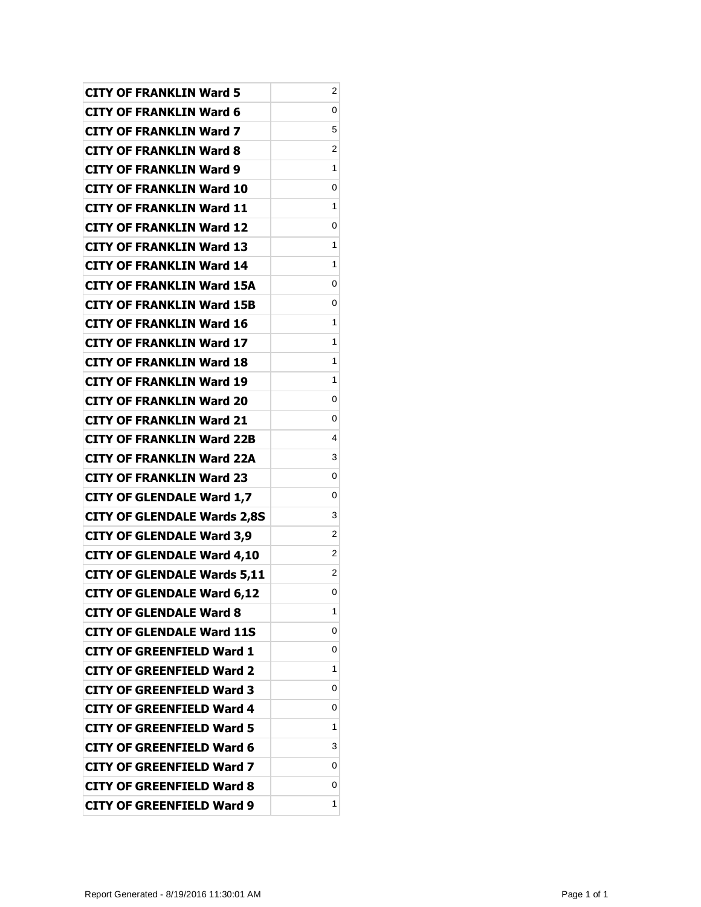| | |
|---|---|
| **CITY OF FRANKLIN Ward 5** | 2 |
| **CITY OF FRANKLIN Ward 6** | 0 |
| **CITY OF FRANKLIN Ward 7** | 5 |
| **CITY OF FRANKLIN Ward 8** | 2 |
| **CITY OF FRANKLIN Ward 9** | 1 |
| **CITY OF FRANKLIN Ward 10** | 0 |
| **CITY OF FRANKLIN Ward 11** | 1 |
| **CITY OF FRANKLIN Ward 12** | 0 |
| **CITY OF FRANKLIN Ward 13** | 1 |
| **CITY OF FRANKLIN Ward 14** | 1 |
| **CITY OF FRANKLIN Ward 15A** | 0 |
| **CITY OF FRANKLIN Ward 15B** | 0 |
| **CITY OF FRANKLIN Ward 16** | 1 |
| **CITY OF FRANKLIN Ward 17** | 1 |
| **CITY OF FRANKLIN Ward 18** | 1 |
| **CITY OF FRANKLIN Ward 19** | 1 |
| **CITY OF FRANKLIN Ward 20** | 0 |
| **CITY OF FRANKLIN Ward 21** | 0 |
| **CITY OF FRANKLIN Ward 22B** | 4 |
| **CITY OF FRANKLIN Ward 22A** | 3 |
| **CITY OF FRANKLIN Ward 23** | 0 |
| **CITY OF GLENDALE Ward 1,7** | 0 |
| **CITY OF GLENDALE Wards 2,8S** | 3 |
| **CITY OF GLENDALE Ward 3,9** | 2 |
| **CITY OF GLENDALE Ward 4,10** | 2 |
| **CITY OF GLENDALE Wards 5,11** | 2 |
| **CITY OF GLENDALE Ward 6,12** | 0 |
| **CITY OF GLENDALE Ward 8** | 1 |
| **CITY OF GLENDALE Ward 11S** | 0 |
| **CITY OF GREENFIELD Ward 1** | 0 |
| **CITY OF GREENFIELD Ward 2** | 1 |
| **CITY OF GREENFIELD Ward 3** | 0 |
| **CITY OF GREENFIELD Ward 4** | 0 |
| **CITY OF GREENFIELD Ward 5** | 1 |
| **CITY OF GREENFIELD Ward 6** | 3 |
| **CITY OF GREENFIELD Ward 7** | 0 |
| **CITY OF GREENFIELD Ward 8** | 0 |
| **CITY OF GREENFIELD Ward 9** | 1 |

Report Generated - 8/19/2016 11:30:01 AM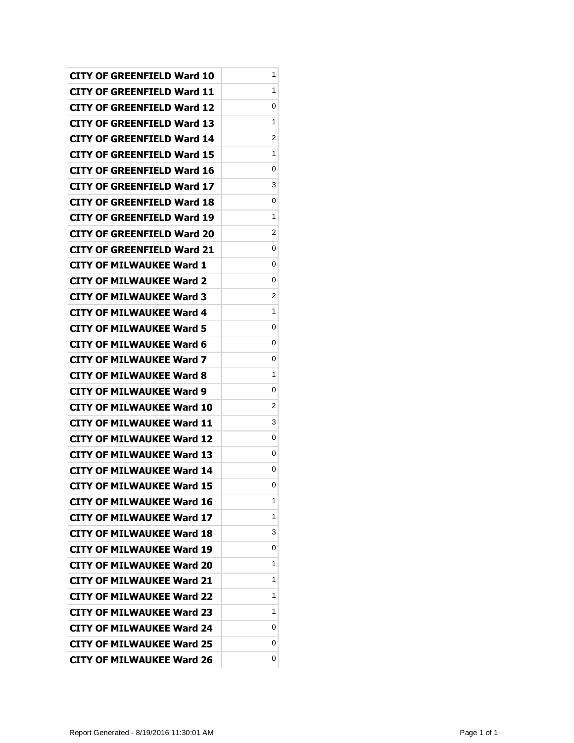| | |
|---|---|
| **CITY OF GREENFIELD Ward 10** | 1 |
| **CITY OF GREENFIELD Ward 11** | 1 |
| **CITY OF GREENFIELD Ward 12** | 0 |
| **CITY OF GREENFIELD Ward 13** | 1 |
| **CITY OF GREENFIELD Ward 14** | 2 |
| **CITY OF GREENFIELD Ward 15** | 1 |
| **CITY OF GREENFIELD Ward 16** | 0 |
| **CITY OF GREENFIELD Ward 17** | 3 |
| **CITY OF GREENFIELD Ward 18** | 0 |
| **CITY OF GREENFIELD Ward 19** | 1 |
| **CITY OF GREENFIELD Ward 20** | 2 |
| **CITY OF GREENFIELD Ward 21** | 0 |
| **CITY OF MILWAUKEE Ward 1** | 0 |
| **CITY OF MILWAUKEE Ward 2** | 0 |
| **CITY OF MILWAUKEE Ward 3** | 2 |
| **CITY OF MILWAUKEE Ward 4** | 1 |
| **CITY OF MILWAUKEE Ward 5** | 0 |
| **CITY OF MILWAUKEE Ward 6** | 0 |
| **CITY OF MILWAUKEE Ward 7** | 0 |
| **CITY OF MILWAUKEE Ward 8** | 1 |
| **CITY OF MILWAUKEE Ward 9** | 0 |
| **CITY OF MILWAUKEE Ward 10** | 2 |
| **CITY OF MILWAUKEE Ward 11** | 3 |
| **CITY OF MILWAUKEE Ward 12** | 0 |
| **CITY OF MILWAUKEE Ward 13** | 0 |
| **CITY OF MILWAUKEE Ward 14** | 0 |
| **CITY OF MILWAUKEE Ward 15** | 0 |
| **CITY OF MILWAUKEE Ward 16** | 1 |
| **CITY OF MILWAUKEE Ward 17** | 1 |
| **CITY OF MILWAUKEE Ward 18** | 3 |
| **CITY OF MILWAUKEE Ward 19** | 0 |
| **CITY OF MILWAUKEE Ward 20** | 1 |
| **CITY OF MILWAUKEE Ward 21** | 1 |
| **CITY OF MILWAUKEE Ward 22** | 1 |
| **CITY OF MILWAUKEE Ward 23** | 1 |
| **CITY OF MILWAUKEE Ward 24** | 0 |
| **CITY OF MILWAUKEE Ward 25** | 0 |
| **CITY OF MILWAUKEE Ward 26** | 0 |

Report Generated - 8/19/2016 11:30:01 AM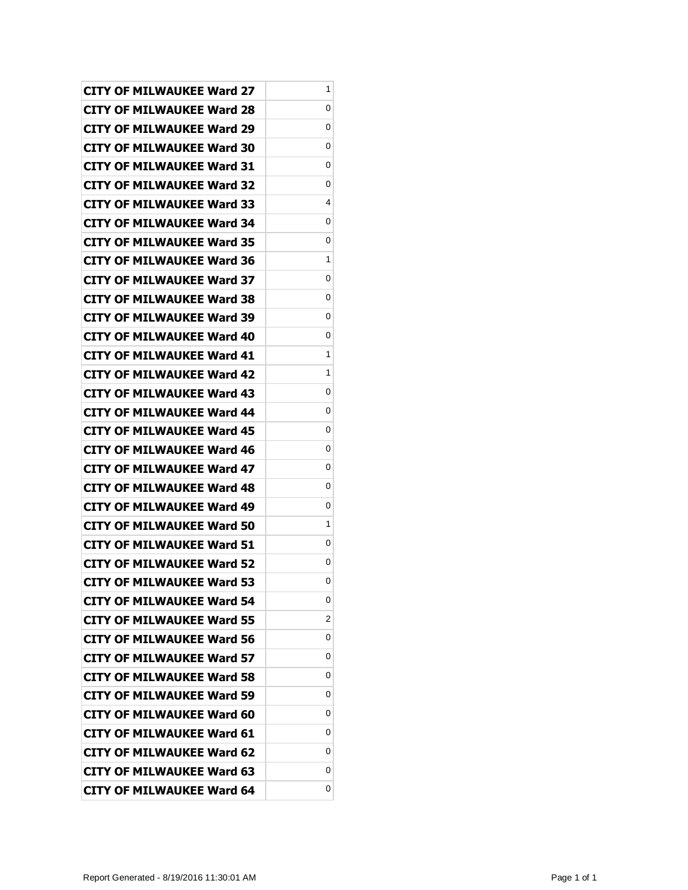| CITY OF MILWAUKEE Ward 27 | 1 |
|---|---|
| CITY OF MILWAUKEE Ward 28 | 0 |
| CITY OF MILWAUKEE Ward 29 | 0 |
| CITY OF MILWAUKEE Ward 30 | 0 |
| CITY OF MILWAUKEE Ward 31 | 0 |
| CITY OF MILWAUKEE Ward 32 | 0 |
| CITY OF MILWAUKEE Ward 33 | 4 |
| CITY OF MILWAUKEE Ward 34 | 0 |
| CITY OF MILWAUKEE Ward 35 | 0 |
| CITY OF MILWAUKEE Ward 36 | 1 |
| CITY OF MILWAUKEE Ward 37 | 0 |
| CITY OF MILWAUKEE Ward 38 | 0 |
| CITY OF MILWAUKEE Ward 39 | 0 |
| CITY OF MILWAUKEE Ward 40 | 0 |
| CITY OF MILWAUKEE Ward 41 | 1 |
| CITY OF MILWAUKEE Ward 42 | 1 |
| CITY OF MILWAUKEE Ward 43 | 0 |
| CITY OF MILWAUKEE Ward 44 | 0 |
| CITY OF MILWAUKEE Ward 45 | 0 |
| CITY OF MILWAUKEE Ward 46 | 0 |
| CITY OF MILWAUKEE Ward 47 | 0 |
| CITY OF MILWAUKEE Ward 48 | 0 |
| CITY OF MILWAUKEE Ward 49 | 0 |
| CITY OF MILWAUKEE Ward 50 | 1 |
| CITY OF MILWAUKEE Ward 51 | 0 |
| CITY OF MILWAUKEE Ward 52 | 0 |
| CITY OF MILWAUKEE Ward 53 | 0 |
| CITY OF MILWAUKEE Ward 54 | 0 |
| CITY OF MILWAUKEE Ward 55 | 2 |
| CITY OF MILWAUKEE Ward 56 | 0 |
| CITY OF MILWAUKEE Ward 57 | 0 |
| CITY OF MILWAUKEE Ward 58 | 0 |
| CITY OF MILWAUKEE Ward 59 | 0 |
| CITY OF MILWAUKEE Ward 60 | 0 |
| CITY OF MILWAUKEE Ward 61 | 0 |
| CITY OF MILWAUKEE Ward 62 | 0 |
| CITY OF MILWAUKEE Ward 63 | 0 |
| CITY OF MILWAUKEE Ward 64 | 0 |

Report Generated - 8/19/2016 11:30:01 AM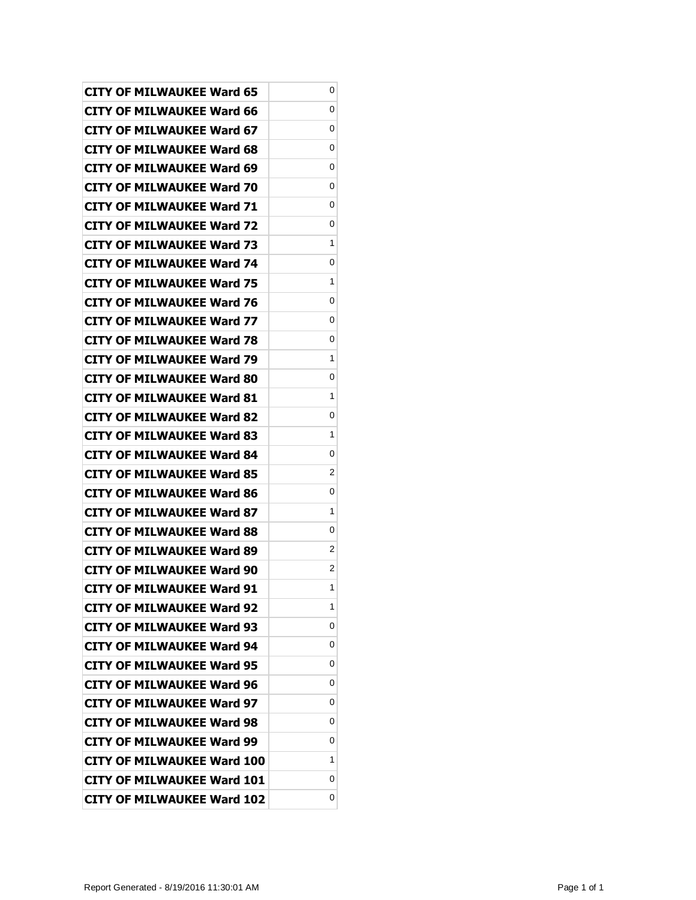| | |
|---|---|
| **CITY OF MILWAUKEE Ward 65** | 0 |
| **CITY OF MILWAUKEE Ward 66** | 0 |
| **CITY OF MILWAUKEE Ward 67** | 0 |
| **CITY OF MILWAUKEE Ward 68** | 0 |
| **CITY OF MILWAUKEE Ward 69** | 0 |
| **CITY OF MILWAUKEE Ward 70** | 0 |
| **CITY OF MILWAUKEE Ward 71** | 0 |
| **CITY OF MILWAUKEE Ward 72** | 0 |
| **CITY OF MILWAUKEE Ward 73** | 1 |
| **CITY OF MILWAUKEE Ward 74** | 0 |
| **CITY OF MILWAUKEE Ward 75** | 1 |
| **CITY OF MILWAUKEE Ward 76** | 0 |
| **CITY OF MILWAUKEE Ward 77** | 0 |
| **CITY OF MILWAUKEE Ward 78** | 0 |
| **CITY OF MILWAUKEE Ward 79** | 1 |
| **CITY OF MILWAUKEE Ward 80** | 0 |
| **CITY OF MILWAUKEE Ward 81** | 1 |
| **CITY OF MILWAUKEE Ward 82** | 0 |
| **CITY OF MILWAUKEE Ward 83** | 1 |
| **CITY OF MILWAUKEE Ward 84** | 0 |
| **CITY OF MILWAUKEE Ward 85** | 2 |
| **CITY OF MILWAUKEE Ward 86** | 0 |
| **CITY OF MILWAUKEE Ward 87** | 1 |
| **CITY OF MILWAUKEE Ward 88** | 0 |
| **CITY OF MILWAUKEE Ward 89** | 2 |
| **CITY OF MILWAUKEE Ward 90** | 2 |
| **CITY OF MILWAUKEE Ward 91** | 1 |
| **CITY OF MILWAUKEE Ward 92** | 1 |
| **CITY OF MILWAUKEE Ward 93** | 0 |
| **CITY OF MILWAUKEE Ward 94** | 0 |
| **CITY OF MILWAUKEE Ward 95** | 0 |
| **CITY OF MILWAUKEE Ward 96** | 0 |
| **CITY OF MILWAUKEE Ward 97** | 0 |
| **CITY OF MILWAUKEE Ward 98** | 0 |
| **CITY OF MILWAUKEE Ward 99** | 0 |
| **CITY OF MILWAUKEE Ward 100** | 1 |
| **CITY OF MILWAUKEE Ward 101** | 0 |
| **CITY OF MILWAUKEE Ward 102** | 0 |

Report Generated - 8/19/2016 11:30:01 AM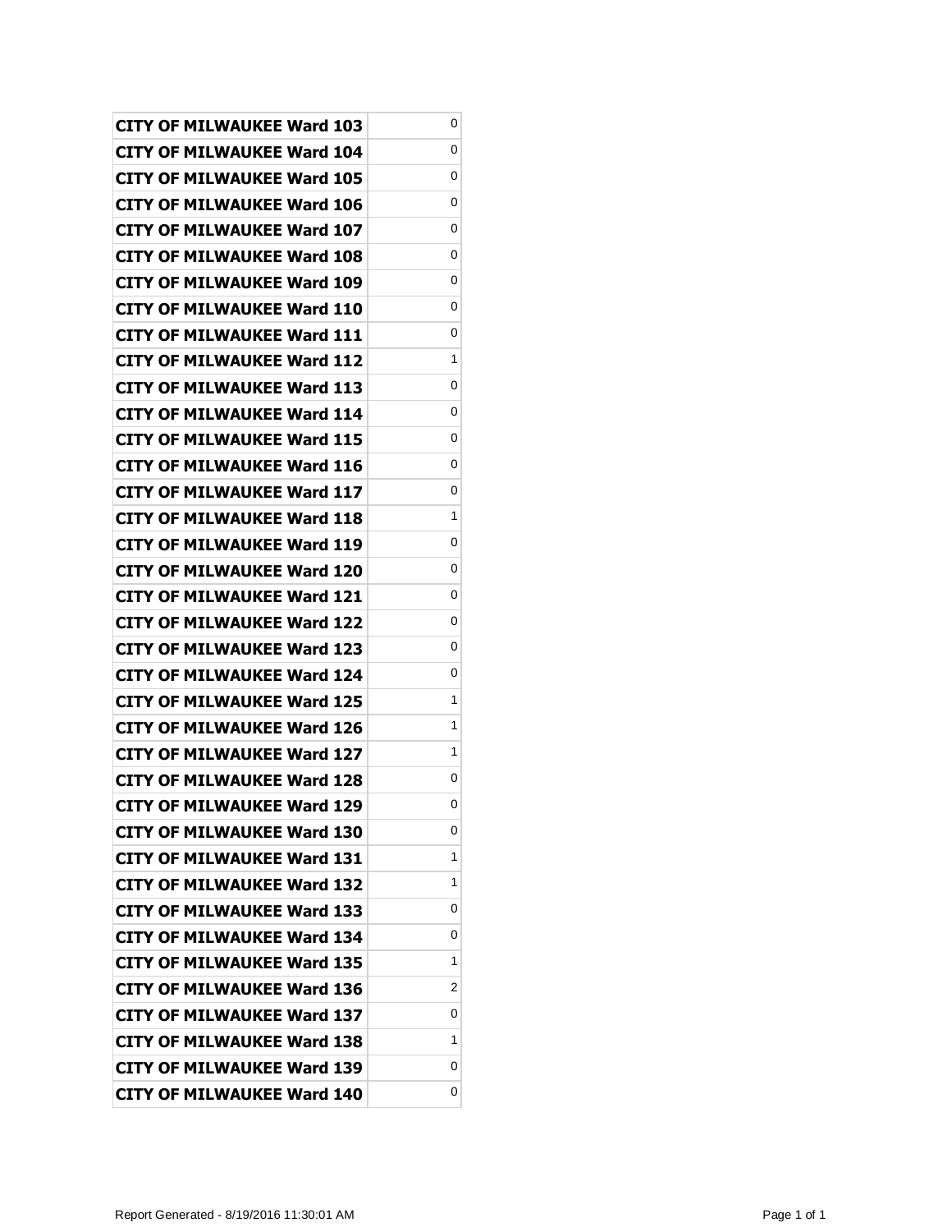| | |
|---|---|
| CITY OF MILWAUKEE Ward 103 | 0 |
| CITY OF MILWAUKEE Ward 104 | 0 |
| CITY OF MILWAUKEE Ward 105 | 0 |
| CITY OF MILWAUKEE Ward 106 | 0 |
| CITY OF MILWAUKEE Ward 107 | 0 |
| CITY OF MILWAUKEE Ward 108 | 0 |
| CITY OF MILWAUKEE Ward 109 | 0 |
| CITY OF MILWAUKEE Ward 110 | 0 |
| CITY OF MILWAUKEE Ward 111 | 0 |
| CITY OF MILWAUKEE Ward 112 | 1 |
| CITY OF MILWAUKEE Ward 113 | 0 |
| CITY OF MILWAUKEE Ward 114 | 0 |
| CITY OF MILWAUKEE Ward 115 | 0 |
| CITY OF MILWAUKEE Ward 116 | 0 |
| CITY OF MILWAUKEE Ward 117 | 0 |
| CITY OF MILWAUKEE Ward 118 | 1 |
| CITY OF MILWAUKEE Ward 119 | 0 |
| CITY OF MILWAUKEE Ward 120 | 0 |
| CITY OF MILWAUKEE Ward 121 | 0 |
| CITY OF MILWAUKEE Ward 122 | 0 |
| CITY OF MILWAUKEE Ward 123 | 0 |
| CITY OF MILWAUKEE Ward 124 | 0 |
| CITY OF MILWAUKEE Ward 125 | 1 |
| CITY OF MILWAUKEE Ward 126 | 1 |
| CITY OF MILWAUKEE Ward 127 | 1 |
| CITY OF MILWAUKEE Ward 128 | 0 |
| CITY OF MILWAUKEE Ward 129 | 0 |
| CITY OF MILWAUKEE Ward 130 | 0 |
| CITY OF MILWAUKEE Ward 131 | 1 |
| CITY OF MILWAUKEE Ward 132 | 1 |
| CITY OF MILWAUKEE Ward 133 | 0 |
| CITY OF MILWAUKEE Ward 134 | 0 |
| CITY OF MILWAUKEE Ward 135 | 1 |
| CITY OF MILWAUKEE Ward 136 | 2 |
| CITY OF MILWAUKEE Ward 137 | 0 |
| CITY OF MILWAUKEE Ward 138 | 1 |
| CITY OF MILWAUKEE Ward 139 | 0 |
| CITY OF MILWAUKEE Ward 140 | 0 |

Report Generated - 8/19/2016 11:30:01 AM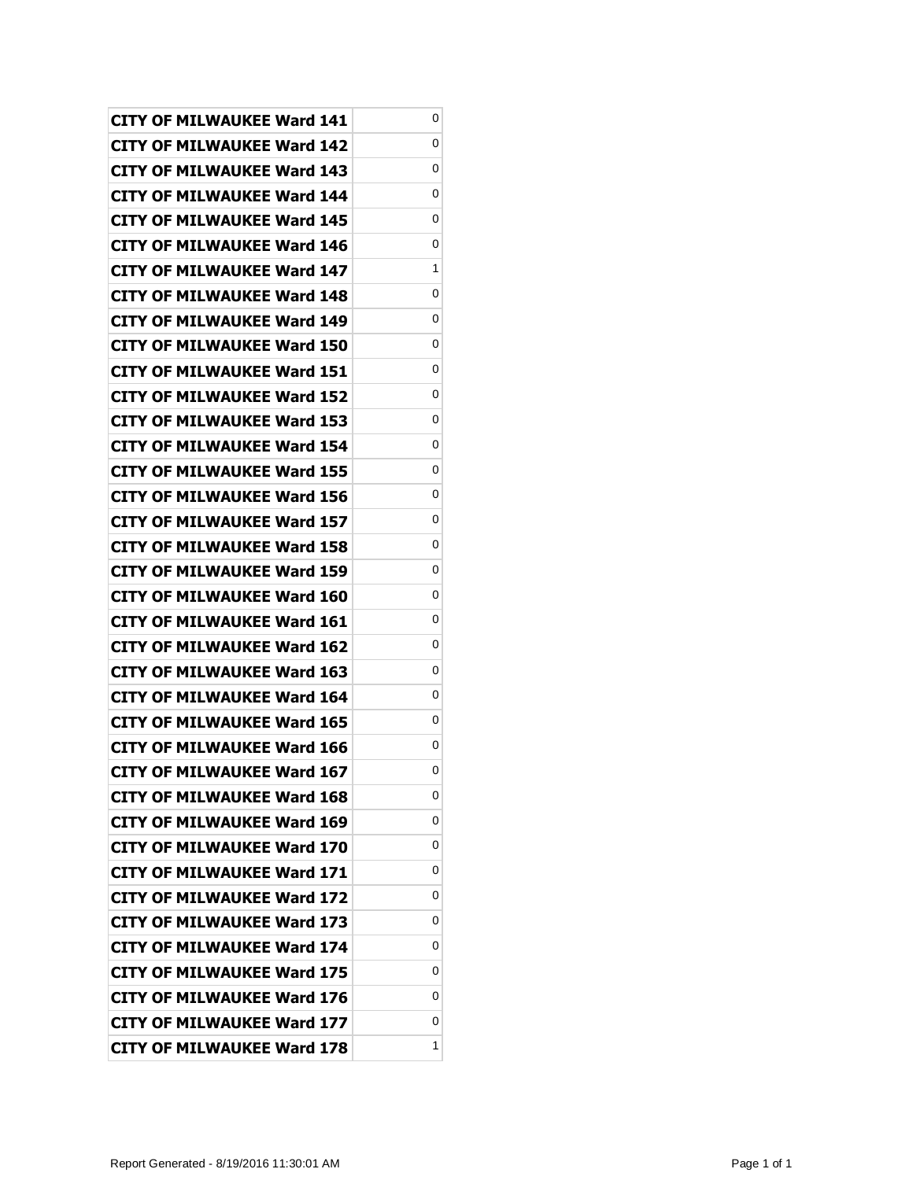| | |
|---|---|
| **CITY OF MILWAUKEE Ward 141** | 0 |
| **CITY OF MILWAUKEE Ward 142** | 0 |
| **CITY OF MILWAUKEE Ward 143** | 0 |
| **CITY OF MILWAUKEE Ward 144** | 0 |
| **CITY OF MILWAUKEE Ward 145** | 0 |
| **CITY OF MILWAUKEE Ward 146** | 0 |
| **CITY OF MILWAUKEE Ward 147** | 1 |
| **CITY OF MILWAUKEE Ward 148** | 0 |
| **CITY OF MILWAUKEE Ward 149** | 0 |
| **CITY OF MILWAUKEE Ward 150** | 0 |
| **CITY OF MILWAUKEE Ward 151** | 0 |
| **CITY OF MILWAUKEE Ward 152** | 0 |
| **CITY OF MILWAUKEE Ward 153** | 0 |
| **CITY OF MILWAUKEE Ward 154** | 0 |
| **CITY OF MILWAUKEE Ward 155** | 0 |
| **CITY OF MILWAUKEE Ward 156** | 0 |
| **CITY OF MILWAUKEE Ward 157** | 0 |
| **CITY OF MILWAUKEE Ward 158** | 0 |
| **CITY OF MILWAUKEE Ward 159** | 0 |
| **CITY OF MILWAUKEE Ward 160** | 0 |
| **CITY OF MILWAUKEE Ward 161** | 0 |
| **CITY OF MILWAUKEE Ward 162** | 0 |
| **CITY OF MILWAUKEE Ward 163** | 0 |
| **CITY OF MILWAUKEE Ward 164** | 0 |
| **CITY OF MILWAUKEE Ward 165** | 0 |
| **CITY OF MILWAUKEE Ward 166** | 0 |
| **CITY OF MILWAUKEE Ward 167** | 0 |
| **CITY OF MILWAUKEE Ward 168** | 0 |
| **CITY OF MILWAUKEE Ward 169** | 0 |
| **CITY OF MILWAUKEE Ward 170** | 0 |
| **CITY OF MILWAUKEE Ward 171** | 0 |
| **CITY OF MILWAUKEE Ward 172** | 0 |
| **CITY OF MILWAUKEE Ward 173** | 0 |
| **CITY OF MILWAUKEE Ward 174** | 0 |
| **CITY OF MILWAUKEE Ward 175** | 0 |
| **CITY OF MILWAUKEE Ward 176** | 0 |
| **CITY OF MILWAUKEE Ward 177** | 0 |
| **CITY OF MILWAUKEE Ward 178** | 1 |

Report Generated - 8/19/2016 11:30:01 AM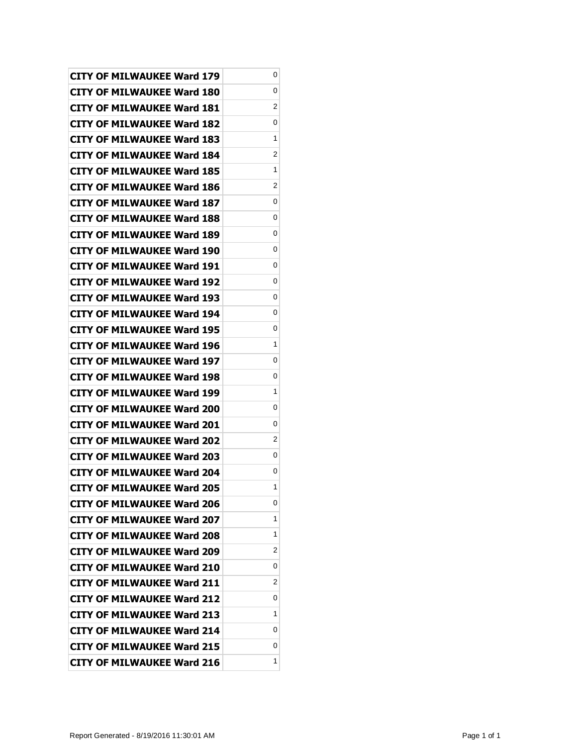| | |
|---|---|
| CITY OF MILWAUKEE Ward 179 | 0 |
| CITY OF MILWAUKEE Ward 180 | 0 |
| CITY OF MILWAUKEE Ward 181 | 2 |
| CITY OF MILWAUKEE Ward 182 | 0 |
| CITY OF MILWAUKEE Ward 183 | 1 |
| CITY OF MILWAUKEE Ward 184 | 2 |
| CITY OF MILWAUKEE Ward 185 | 1 |
| CITY OF MILWAUKEE Ward 186 | 2 |
| CITY OF MILWAUKEE Ward 187 | 0 |
| CITY OF MILWAUKEE Ward 188 | 0 |
| CITY OF MILWAUKEE Ward 189 | 0 |
| CITY OF MILWAUKEE Ward 190 | 0 |
| CITY OF MILWAUKEE Ward 191 | 0 |
| CITY OF MILWAUKEE Ward 192 | 0 |
| CITY OF MILWAUKEE Ward 193 | 0 |
| CITY OF MILWAUKEE Ward 194 | 0 |
| CITY OF MILWAUKEE Ward 195 | 0 |
| CITY OF MILWAUKEE Ward 196 | 1 |
| CITY OF MILWAUKEE Ward 197 | 0 |
| CITY OF MILWAUKEE Ward 198 | 0 |
| CITY OF MILWAUKEE Ward 199 | 1 |
| CITY OF MILWAUKEE Ward 200 | 0 |
| CITY OF MILWAUKEE Ward 201 | 0 |
| CITY OF MILWAUKEE Ward 202 | 2 |
| CITY OF MILWAUKEE Ward 203 | 0 |
| CITY OF MILWAUKEE Ward 204 | 0 |
| CITY OF MILWAUKEE Ward 205 | 1 |
| CITY OF MILWAUKEE Ward 206 | 0 |
| CITY OF MILWAUKEE Ward 207 | 1 |
| CITY OF MILWAUKEE Ward 208 | 1 |
| CITY OF MILWAUKEE Ward 209 | 2 |
| CITY OF MILWAUKEE Ward 210 | 0 |
| CITY OF MILWAUKEE Ward 211 | 2 |
| CITY OF MILWAUKEE Ward 212 | 0 |
| CITY OF MILWAUKEE Ward 213 | 1 |
| CITY OF MILWAUKEE Ward 214 | 0 |
| CITY OF MILWAUKEE Ward 215 | 0 |
| CITY OF MILWAUKEE Ward 216 | 1 |

Report Generated - 8/19/2016 11:30:01 AM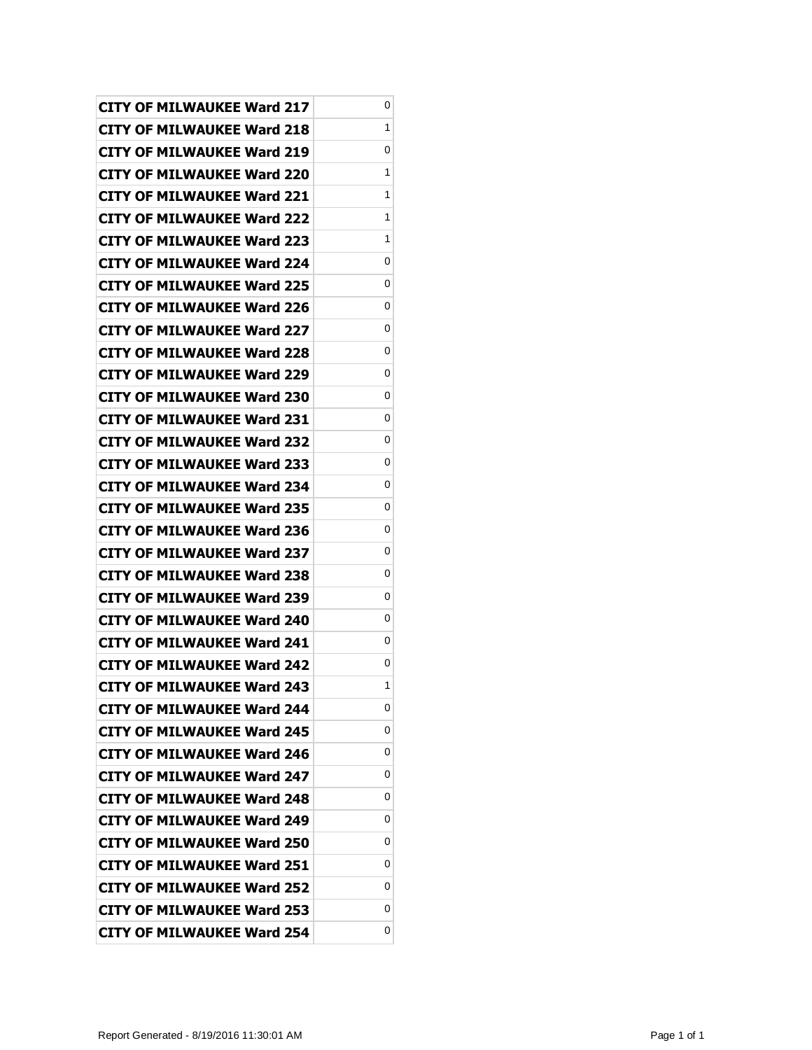| | |
|---|---|
| CITY OF MILWAUKEE Ward 217 | 0 |
| CITY OF MILWAUKEE Ward 218 | 1 |
| CITY OF MILWAUKEE Ward 219 | 0 |
| CITY OF MILWAUKEE Ward 220 | 1 |
| CITY OF MILWAUKEE Ward 221 | 1 |
| CITY OF MILWAUKEE Ward 222 | 1 |
| CITY OF MILWAUKEE Ward 223 | 1 |
| CITY OF MILWAUKEE Ward 224 | 0 |
| CITY OF MILWAUKEE Ward 225 | 0 |
| CITY OF MILWAUKEE Ward 226 | 0 |
| CITY OF MILWAUKEE Ward 227 | 0 |
| CITY OF MILWAUKEE Ward 228 | 0 |
| CITY OF MILWAUKEE Ward 229 | 0 |
| CITY OF MILWAUKEE Ward 230 | 0 |
| CITY OF MILWAUKEE Ward 231 | 0 |
| CITY OF MILWAUKEE Ward 232 | 0 |
| CITY OF MILWAUKEE Ward 233 | 0 |
| CITY OF MILWAUKEE Ward 234 | 0 |
| CITY OF MILWAUKEE Ward 235 | 0 |
| CITY OF MILWAUKEE Ward 236 | 0 |
| CITY OF MILWAUKEE Ward 237 | 0 |
| CITY OF MILWAUKEE Ward 238 | 0 |
| CITY OF MILWAUKEE Ward 239 | 0 |
| CITY OF MILWAUKEE Ward 240 | 0 |
| CITY OF MILWAUKEE Ward 241 | 0 |
| CITY OF MILWAUKEE Ward 242 | 0 |
| CITY OF MILWAUKEE Ward 243 | 1 |
| CITY OF MILWAUKEE Ward 244 | 0 |
| CITY OF MILWAUKEE Ward 245 | 0 |
| CITY OF MILWAUKEE Ward 246 | 0 |
| CITY OF MILWAUKEE Ward 247 | 0 |
| CITY OF MILWAUKEE Ward 248 | 0 |
| CITY OF MILWAUKEE Ward 249 | 0 |
| CITY OF MILWAUKEE Ward 250 | 0 |
| CITY OF MILWAUKEE Ward 251 | 0 |
| CITY OF MILWAUKEE Ward 252 | 0 |
| CITY OF MILWAUKEE Ward 253 | 0 |
| CITY OF MILWAUKEE Ward 254 | 0 |

Report Generated - 8/19/2016 11:30:01 AM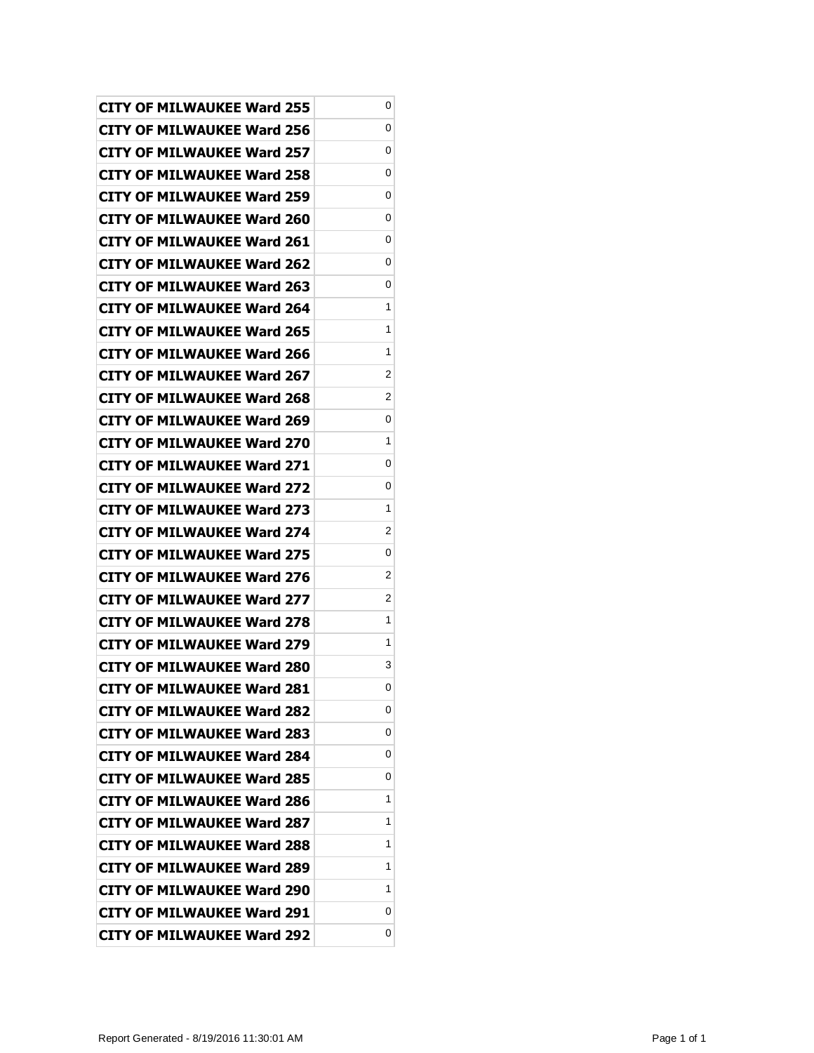| | |
|---|---|
| **CITY OF MILWAUKEE Ward 255** | 0 |
| **CITY OF MILWAUKEE Ward 256** | 0 |
| **CITY OF MILWAUKEE Ward 257** | 0 |
| **CITY OF MILWAUKEE Ward 258** | 0 |
| **CITY OF MILWAUKEE Ward 259** | 0 |
| **CITY OF MILWAUKEE Ward 260** | 0 |
| **CITY OF MILWAUKEE Ward 261** | 0 |
| **CITY OF MILWAUKEE Ward 262** | 0 |
| **CITY OF MILWAUKEE Ward 263** | 0 |
| **CITY OF MILWAUKEE Ward 264** | 1 |
| **CITY OF MILWAUKEE Ward 265** | 1 |
| **CITY OF MILWAUKEE Ward 266** | 1 |
| **CITY OF MILWAUKEE Ward 267** | 2 |
| **CITY OF MILWAUKEE Ward 268** | 2 |
| **CITY OF MILWAUKEE Ward 269** | 0 |
| **CITY OF MILWAUKEE Ward 270** | 1 |
| **CITY OF MILWAUKEE Ward 271** | 0 |
| **CITY OF MILWAUKEE Ward 272** | 0 |
| **CITY OF MILWAUKEE Ward 273** | 1 |
| **CITY OF MILWAUKEE Ward 274** | 2 |
| **CITY OF MILWAUKEE Ward 275** | 0 |
| **CITY OF MILWAUKEE Ward 276** | 2 |
| **CITY OF MILWAUKEE Ward 277** | 2 |
| **CITY OF MILWAUKEE Ward 278** | 1 |
| **CITY OF MILWAUKEE Ward 279** | 1 |
| **CITY OF MILWAUKEE Ward 280** | 3 |
| **CITY OF MILWAUKEE Ward 281** | 0 |
| **CITY OF MILWAUKEE Ward 282** | 0 |
| **CITY OF MILWAUKEE Ward 283** | 0 |
| **CITY OF MILWAUKEE Ward 284** | 0 |
| **CITY OF MILWAUKEE Ward 285** | 0 |
| **CITY OF MILWAUKEE Ward 286** | 1 |
| **CITY OF MILWAUKEE Ward 287** | 1 |
| **CITY OF MILWAUKEE Ward 288** | 1 |
| **CITY OF MILWAUKEE Ward 289** | 1 |
| **CITY OF MILWAUKEE Ward 290** | 1 |
| **CITY OF MILWAUKEE Ward 291** | 0 |
| **CITY OF MILWAUKEE Ward 292** | 0 |

Report Generated - 8/19/2016 11:30:01 AM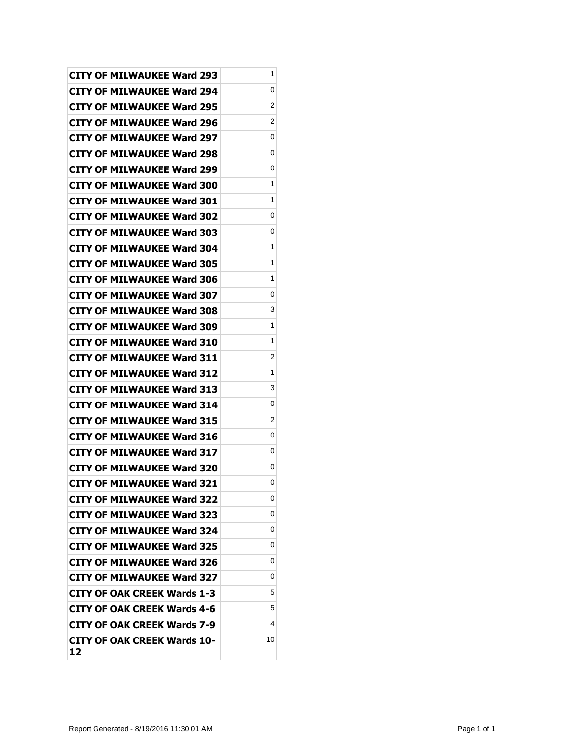| | |
|---|---|
| **CITY OF MILWAUKEE Ward 293** | 1 |
| **CITY OF MILWAUKEE Ward 294** | 0 |
| **CITY OF MILWAUKEE Ward 295** | 2 |
| **CITY OF MILWAUKEE Ward 296** | 2 |
| **CITY OF MILWAUKEE Ward 297** | 0 |
| **CITY OF MILWAUKEE Ward 298** | 0 |
| **CITY OF MILWAUKEE Ward 299** | 0 |
| **CITY OF MILWAUKEE Ward 300** | 1 |
| **CITY OF MILWAUKEE Ward 301** | 1 |
| **CITY OF MILWAUKEE Ward 302** | 0 |
| **CITY OF MILWAUKEE Ward 303** | 0 |
| **CITY OF MILWAUKEE Ward 304** | 1 |
| **CITY OF MILWAUKEE Ward 305** | 1 |
| **CITY OF MILWAUKEE Ward 306** | 1 |
| **CITY OF MILWAUKEE Ward 307** | 0 |
| **CITY OF MILWAUKEE Ward 308** | 3 |
| **CITY OF MILWAUKEE Ward 309** | 1 |
| **CITY OF MILWAUKEE Ward 310** | 1 |
| **CITY OF MILWAUKEE Ward 311** | 2 |
| **CITY OF MILWAUKEE Ward 312** | 1 |
| **CITY OF MILWAUKEE Ward 313** | 3 |
| **CITY OF MILWAUKEE Ward 314** | 0 |
| **CITY OF MILWAUKEE Ward 315** | 2 |
| **CITY OF MILWAUKEE Ward 316** | 0 |
| **CITY OF MILWAUKEE Ward 317** | 0 |
| **CITY OF MILWAUKEE Ward 320** | 0 |
| **CITY OF MILWAUKEE Ward 321** | 0 |
| **CITY OF MILWAUKEE Ward 322** | 0 |
| **CITY OF MILWAUKEE Ward 323** | 0 |
| **CITY OF MILWAUKEE Ward 324** | 0 |
| **CITY OF MILWAUKEE Ward 325** | 0 |
| **CITY OF MILWAUKEE Ward 326** | 0 |
| **CITY OF MILWAUKEE Ward 327** | 0 |
| **CITY OF OAK CREEK Wards 1-3** | 5 |
| **CITY OF OAK CREEK Wards 4-6** | 5 |
| **CITY OF OAK CREEK Wards 7-9** | 4 |
| **CITY OF OAK CREEK Wards 10-12** | 10 |

Report Generated - 8/19/2016 11:30:01 AM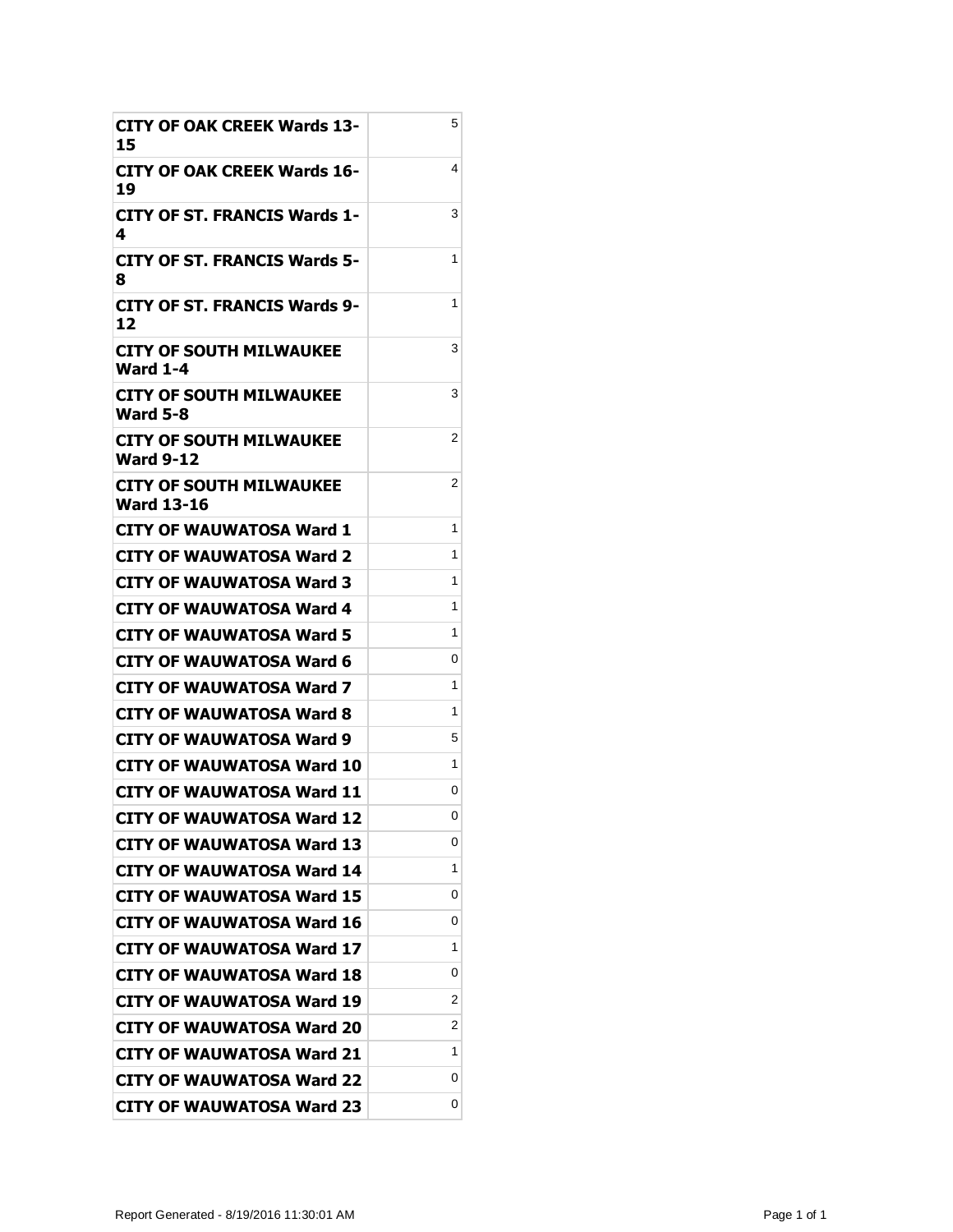| | |
|---|---|
| **CITY OF OAK CREEK Wards 13-15** | 5 |
| **CITY OF OAK CREEK Wards 16-19** | 4 |
| **CITY OF ST. FRANCIS Wards 1-4** | 3 |
| **CITY OF ST. FRANCIS Wards 5-8** | 1 |
| **CITY OF ST. FRANCIS Wards 9-12** | 1 |
| **CITY OF SOUTH MILWAUKEE Ward 1-4** | 3 |
| **CITY OF SOUTH MILWAUKEE Ward 5-8** | 3 |
| **CITY OF SOUTH MILWAUKEE Ward 9-12** | 2 |
| **CITY OF SOUTH MILWAUKEE Ward 13-16** | 2 |
| **CITY OF WAUWATOSA Ward 1** | 1 |
| **CITY OF WAUWATOSA Ward 2** | 1 |
| **CITY OF WAUWATOSA Ward 3** | 1 |
| **CITY OF WAUWATOSA Ward 4** | 1 |
| **CITY OF WAUWATOSA Ward 5** | 1 |
| **CITY OF WAUWATOSA Ward 6** | 0 |
| **CITY OF WAUWATOSA Ward 7** | 1 |
| **CITY OF WAUWATOSA Ward 8** | 1 |
| **CITY OF WAUWATOSA Ward 9** | 5 |
| **CITY OF WAUWATOSA Ward 10** | 1 |
| **CITY OF WAUWATOSA Ward 11** | 0 |
| **CITY OF WAUWATOSA Ward 12** | 0 |
| **CITY OF WAUWATOSA Ward 13** | 0 |
| **CITY OF WAUWATOSA Ward 14** | 1 |
| **CITY OF WAUWATOSA Ward 15** | 0 |
| **CITY OF WAUWATOSA Ward 16** | 0 |
| **CITY OF WAUWATOSA Ward 17** | 1 |
| **CITY OF WAUWATOSA Ward 18** | 0 |
| **CITY OF WAUWATOSA Ward 19** | 2 |
| **CITY OF WAUWATOSA Ward 20** | 2 |
| **CITY OF WAUWATOSA Ward 21** | 1 |
| **CITY OF WAUWATOSA Ward 22** | 0 |
| **CITY OF WAUWATOSA Ward 23** | 0 |

Report Generated - 8/19/2016 11:30:01 AM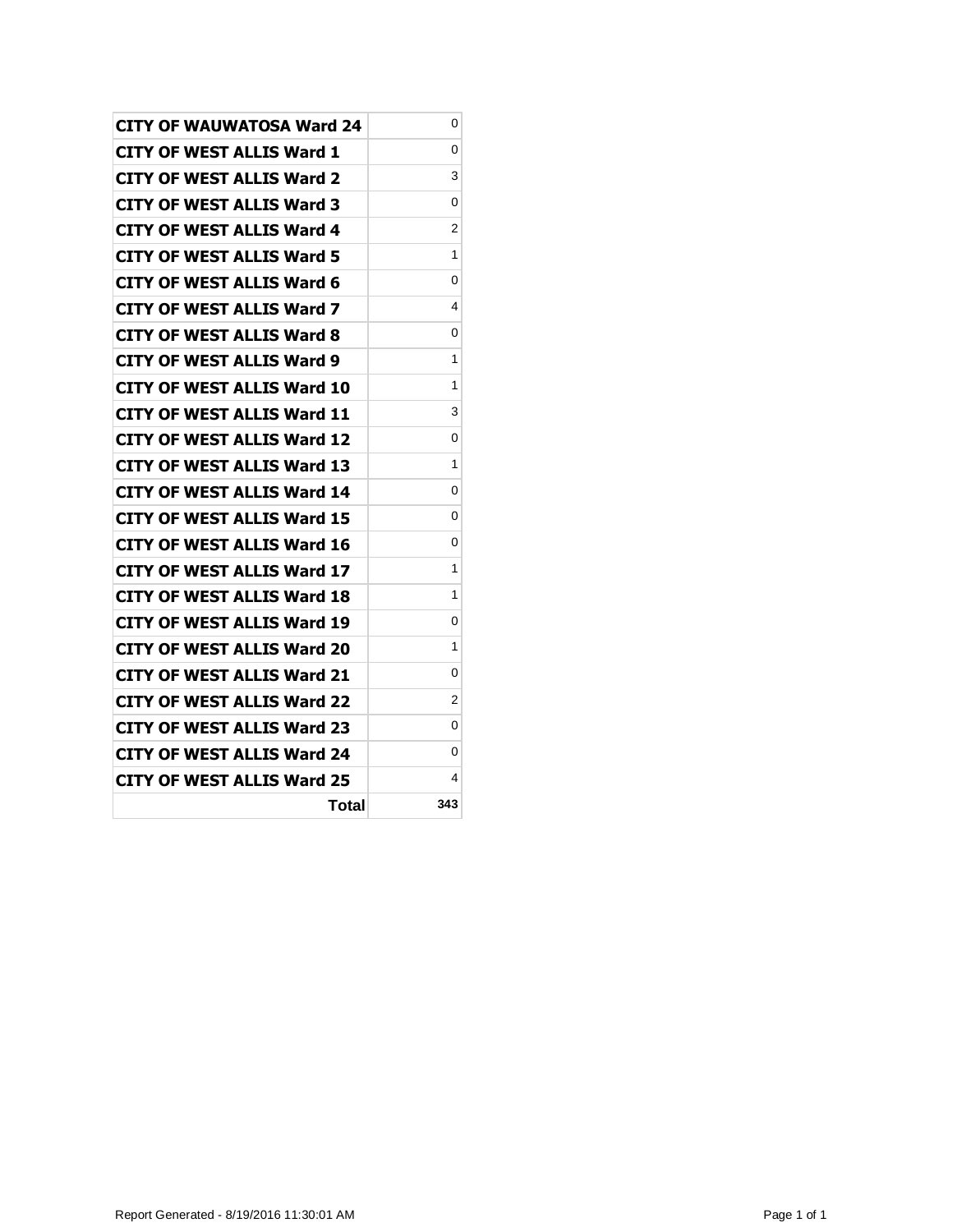| | |
|---|---|
| **CITY OF WAUWATOSA Ward 24** | 0 |
| **CITY OF WEST ALLIS Ward 1** | 0 |
| **CITY OF WEST ALLIS Ward 2** | 3 |
| **CITY OF WEST ALLIS Ward 3** | 0 |
| **CITY OF WEST ALLIS Ward 4** | 2 |
| **CITY OF WEST ALLIS Ward 5** | 1 |
| **CITY OF WEST ALLIS Ward 6** | 0 |
| **CITY OF WEST ALLIS Ward 7** | 4 |
| **CITY OF WEST ALLIS Ward 8** | 0 |
| **CITY OF WEST ALLIS Ward 9** | 1 |
| **CITY OF WEST ALLIS Ward 10** | 1 |
| **CITY OF WEST ALLIS Ward 11** | 3 |
| **CITY OF WEST ALLIS Ward 12** | 0 |
| **CITY OF WEST ALLIS Ward 13** | 1 |
| **CITY OF WEST ALLIS Ward 14** | 0 |
| **CITY OF WEST ALLIS Ward 15** | 0 |
| **CITY OF WEST ALLIS Ward 16** | 0 |
| **CITY OF WEST ALLIS Ward 17** | 1 |
| **CITY OF WEST ALLIS Ward 18** | 1 |
| **CITY OF WEST ALLIS Ward 19** | 0 |
| **CITY OF WEST ALLIS Ward 20** | 1 |
| **CITY OF WEST ALLIS Ward 21** | 0 |
| **CITY OF WEST ALLIS Ward 22** | 2 |
| **CITY OF WEST ALLIS Ward 23** | 0 |
| **CITY OF WEST ALLIS Ward 24** | 0 |
| **CITY OF WEST ALLIS Ward 25** | 4 |
| **Total** | **343** |

Report Generated - 8/19/2016 11:30:01 AM